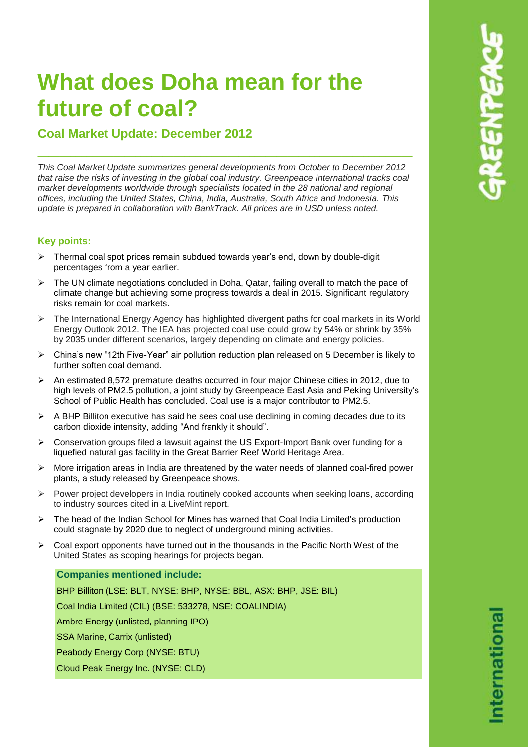# What does Doha mean for the future of coal?

## Coal Market Update: December 2012

*This Coal Market Update summarizes general developments from October to December 2012 that raise the risks of investing in the global coal industry. Greenpeace International tracks coal market developments worldwide through specialists located in the 28 national and regional offices, including the United States, China, India, Australia, South Africa and Indonesia. This update is prepared in collaboration with BankTrack. All prices are in USD unless noted.*

### Key points:

- Thermal coal spot prices remain subdued towards year's end, down by double-digit percentages from a year earlier.
- The UN climate negotiations concluded in Doha, Qatar, failing overall to match the pace of climate change but achieving some progress towards a deal in 2015. Significant regulatory risks remain for coal markets.
- The International Energy Agency has highlighted divergent paths for coal markets in its World Energy Outlook 2012. The IEA has projected coal use could grow by 54% or shrink by 35% by 2035 under different scenarios, largely depending on climate and energy policies.
- China's new "12th Five-Year" air pollution reduction plan released on 5 December is likely to further soften coal demand.
- An estimated 8,572 premature deaths occurred in four major Chinese cities in 2012, due to high levels of PM2.5 pollution, a joint study by Greenpeace East Asia and Peking University's School of Public Health has concluded. Coal use is a major contributor to PM2.5.
- A BHP Billiton executive has said he sees coal use declining in coming decades due to its carbon dioxide intensity, adding "And frankly it should".
- Conservation groups filed a lawsuit against the US Export-Import Bank over funding for a liquefied natural gas facility in the Great Barrier Reef World Heritage Area.
- More irrigation areas in India are threatened by the water needs of planned coal-fired power plants, a study released by Greenpeace shows.
- Power project developers in India routinely cooked accounts when seeking loans, according to industry sources cited in a LiveMint report.
- The head of the Indian School for Mines has warned that Coal India Limited's production could stagnate by 2020 due to neglect of underground mining activities.
- Coal export opponents have turned out in the thousands in the Pacific North West of the United States as scoping hearings for projects began.

**Companies mentioned include:**

BHP Billiton (LSE: BLT, NYSE: BHP, NYSE: BBL, ASX: BHP, JSE: BIL)

Coal India Limited (CIL) (BSE: 533278, NSE: COALINDIA)

Ambre Energy (unlisted, planning IPO)

SSA Marine, Carrix (unlisted)

Peabody Energy Corp (NYSE: BTU)

Cloud Peak Energy Inc. (NYSE: CLD)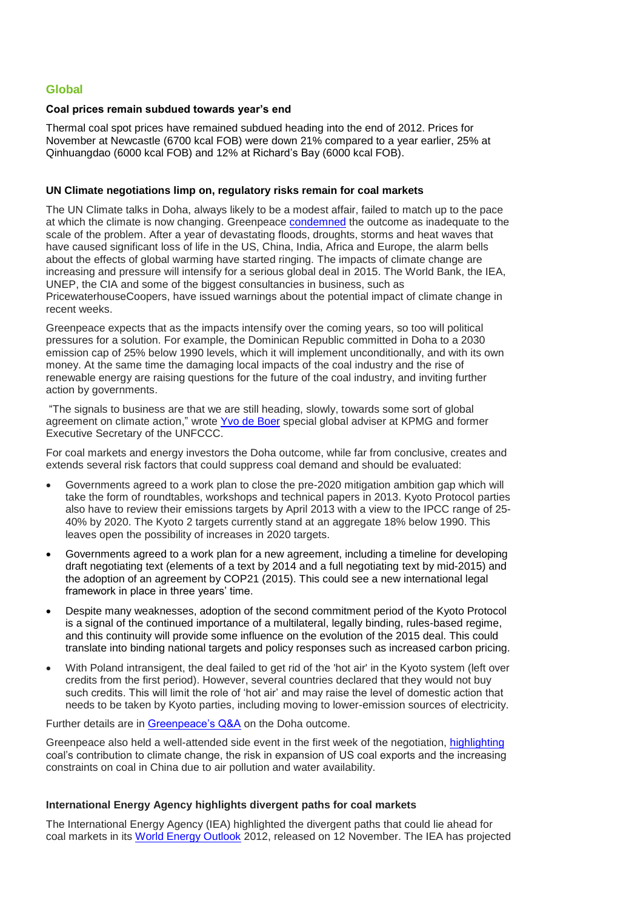## Global

**Coal prices remain subdued towards year's end**

Thermal coal spot prices have remained subdued heading into the end of 2012. Prices for November at Newcastle (6700 kcal FOB) were down 21% compared to a year earlier, 25% at Qinhuangdao (6000 kcal FOB) and 12% at Richard's Bay (6000 kcal FOB).

**UN Climate negotiations limp on, regulatory risks remain for coal markets**

The UN Climate talks in Doha, always likely to be a modest affair, failed to match up to the pace at which the climate is now changing. Greenpeace condemned the outcome as inadequate to the scale of the problem. After a year of devastating floods, droughts, storms and heat waves that have caused significant loss of life in the US, China, India, Africa and Europe, the alarm bells about the effects of global warming have started ringing. The impacts of climate change are increasing and pressure will intensify for a serious global deal in 2015. The World Bank, the IEA, UNEP, the CIA and some of the biggest consultancies in business, such as PricewaterhouseCoopers, have issued warnings about the potential impact of climate change in recent weeks.

Greenpeace expects that as the impacts intensify over the coming years, so too will political pressures for a solution. For example, the Dominican Republic committed in Doha to a 2030 emission cap of 25% below 1990 levels, which it will implement unconditionally, and with its own money. At the same time the damaging local impacts of the coal industry and the rise of renewable energy are raising questions for the future of the coal industry, and inviting further action by governments.

"The signals to business are that we are still heading, slowly, towards some sort of global agreement on climate action," wrote Yvo de Boer special global adviser at KPMG and former Executive Secretary of the UNFCCC.

For coal markets and energy investors the Doha outcome, while far from conclusive, creates and extends several risk factors that could suppress coal demand and should be evaluated:

- Governments agreed to a work plan to close the pre-2020 mitigation ambition gap which will take the form of roundtables, workshops and technical papers in 2013. Kyoto Protocol parties also have to review their emissions targets by April 2013 with a view to the IPCC range of 25-40% by 2020. The Kyoto 2 targets currently stand at an aggregate 18% below 1990. This leaves open the possibility of increases in 2020 targets.
- Governments agreed to a work plan for a new agreement, including a timeline for developing draft negotiating text (elements of a text by 2014 and a full negotiating text by mid-2015) and the adoption of an agreement by COP21 (2015). This could see a new international legal framework in place in three years' time.
- Despite many weaknesses, adoption of the second commitment period of the Kyoto Protocol is a signal of the continued importance of a multilateral, legally binding, rules-based regime, and this continuity will provide some influence on the evolution of the 2015 deal. This could translate into binding national targets and policy responses such as increased carbon pricing.
- With Poland intransigent, the deal failed to get rid of the 'hot air' in the Kyoto system (left over credits from the first period). However, several countries declared that they would not buy such credits. This will limit the role of 'hot air' and may raise the level of domestic action that needs to be taken by Kyoto parties, including moving to lower-emission sources of electricity.

Further details are in Greenpeace's Q&A on the Doha outcome.

Greenpeace also held a well-attended side event in the first week of the negotiation, highlighting coal's contribution to climate change, the risk in expansion of US coal exports and the increasing constraints on coal in China due to air pollution and water availability.

**International Energy Agency highlights divergent paths for coal markets**

The International Energy Agency (IEA) highlighted the divergent paths that could lie ahead for coal markets in its World Energy Outlook 2012, released on 12 November. The IEA has projected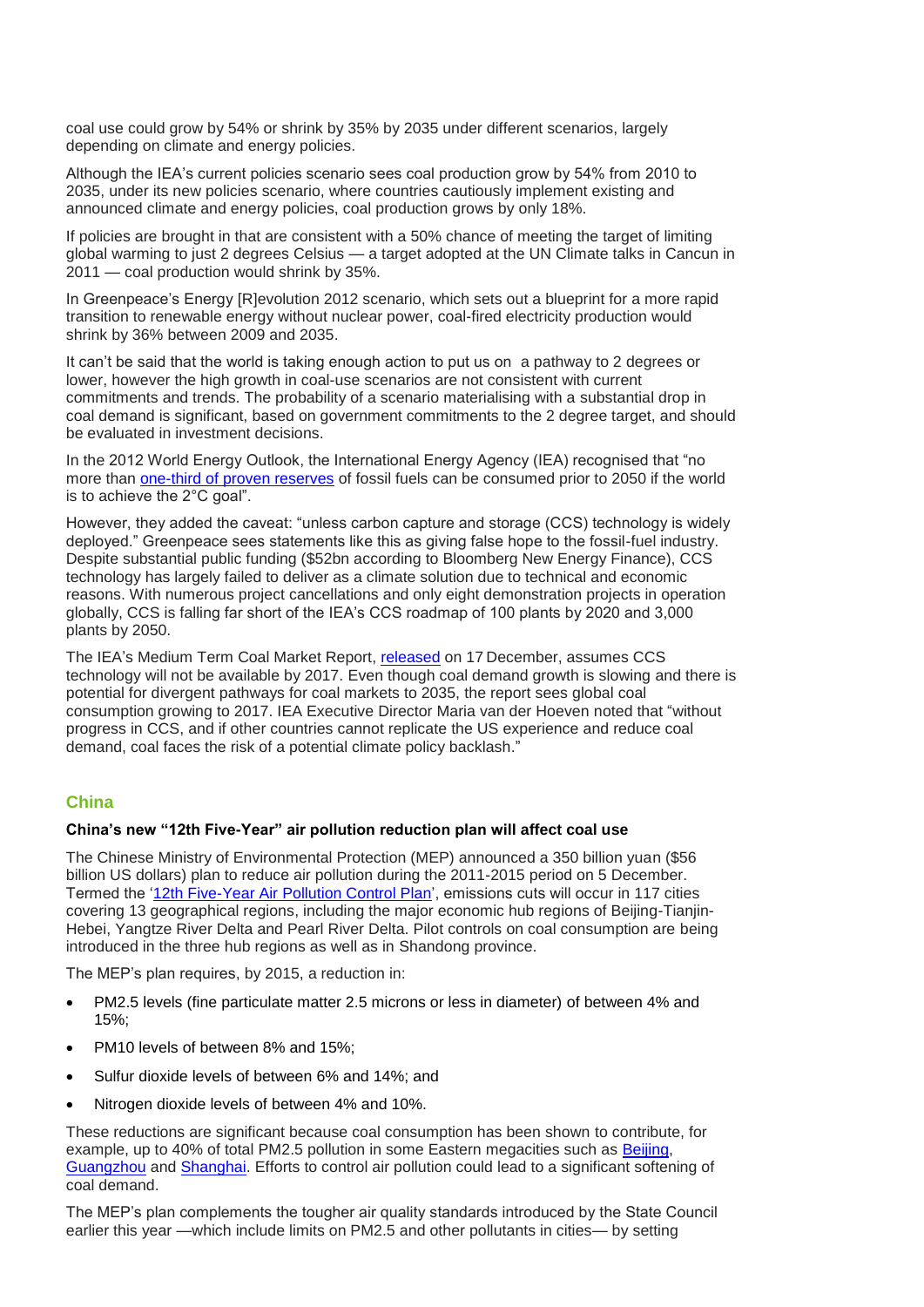coal use could grow by 54% or shrink by 35% by 2035 under different scenarios, largely depending on climate and energy policies.

Although the IEA's current policies scenario sees coal production grow by 54% from 2010 to 2035, under its new policies scenario, where countries cautiously implement existing and announced climate and energy policies, coal production grows by only 18%.

If policies are brought in that are consistent with a 50% chance of meeting the target of limiting global warming to just 2 degrees Celsius — a target adopted at the UN Climate talks in Cancun in 2011 — coal production would shrink by 35%.

In Greenpeace's Energy [R]evolution 2012 scenario, which sets out a blueprint for a more rapid transition to renewable energy without nuclear power, coal-fired electricity production would shrink by 36% between 2009 and 2035.

It can't be said that the world is taking enough action to put us on a pathway to 2 degrees or lower, however the high growth in coal-use scenarios are not consistent with current commitments and trends. The probability of a scenario materialising with a substantial drop in coal demand is significant, based on government commitments to the 2 degree target, and should be evaluated in investment decisions.

In the 2012 World Energy Outlook, the International Energy Agency (IEA) recognised that "no more than one-third of proven reserves of fossil fuels can be consumed prior to 2050 if the world is to achieve the 2°C goal".

However, they added the caveat: "unless carbon capture and storage (CCS) technology is widely deployed." Greenpeace sees statements like this as giving false hope to the fossil-fuel industry. Despite substantial public funding ($52bn according to Bloomberg New Energy Finance), CCS technology has largely failed to deliver as a climate solution due to technical and economic reasons. With numerous project cancellations and only eight demonstration projects in operation globally, CCS is falling far short of the IEA's CCS roadmap of 100 plants by 2020 and 3,000 plants by 2050.

The IEA's Medium Term Coal Market Report, released on 17 December, assumes CCS technology will not be available by 2017. Even though coal demand growth is slowing and there is potential for divergent pathways for coal markets to 2035, the report sees global coal consumption growing to 2017. IEA Executive Director Maria van der Hoeven noted that "without progress in CCS, and if other countries cannot replicate the US experience and reduce coal demand, coal faces the risk of a potential climate policy backlash."

## China

### China's new "12th Five-Year" air pollution reduction plan will affect coal use

The Chinese Ministry of Environmental Protection (MEP) announced a 350 billion yuan ($56 billion US dollars) plan to reduce air pollution during the 2011-2015 period on 5 December. Termed the '12th Five-Year Air Pollution Control Plan', emissions cuts will occur in 117 cities covering 13 geographical regions, including the major economic hub regions of Beijing-Tianjin-Hebei, Yangtze River Delta and Pearl River Delta. Pilot controls on coal consumption are being introduced in the three hub regions as well as in Shandong province.

The MEP's plan requires, by 2015, a reduction in:

- PM2.5 levels (fine particulate matter 2.5 microns or less in diameter) of between 4% and 15%;
- PM10 levels of between 8% and 15%;
- Sulfur dioxide levels of between 6% and 14%; and
- Nitrogen dioxide levels of between 4% and 10%.

These reductions are significant because coal consumption has been shown to contribute, for example, up to 40% of total PM2.5 pollution in some Eastern megacities such as Beijing, Guangzhou and Shanghai. Efforts to control air pollution could lead to a significant softening of coal demand.

The MEP's plan complements the tougher air quality standards introduced by the State Council earlier this year —which include limits on PM2.5 and other pollutants in cities— by setting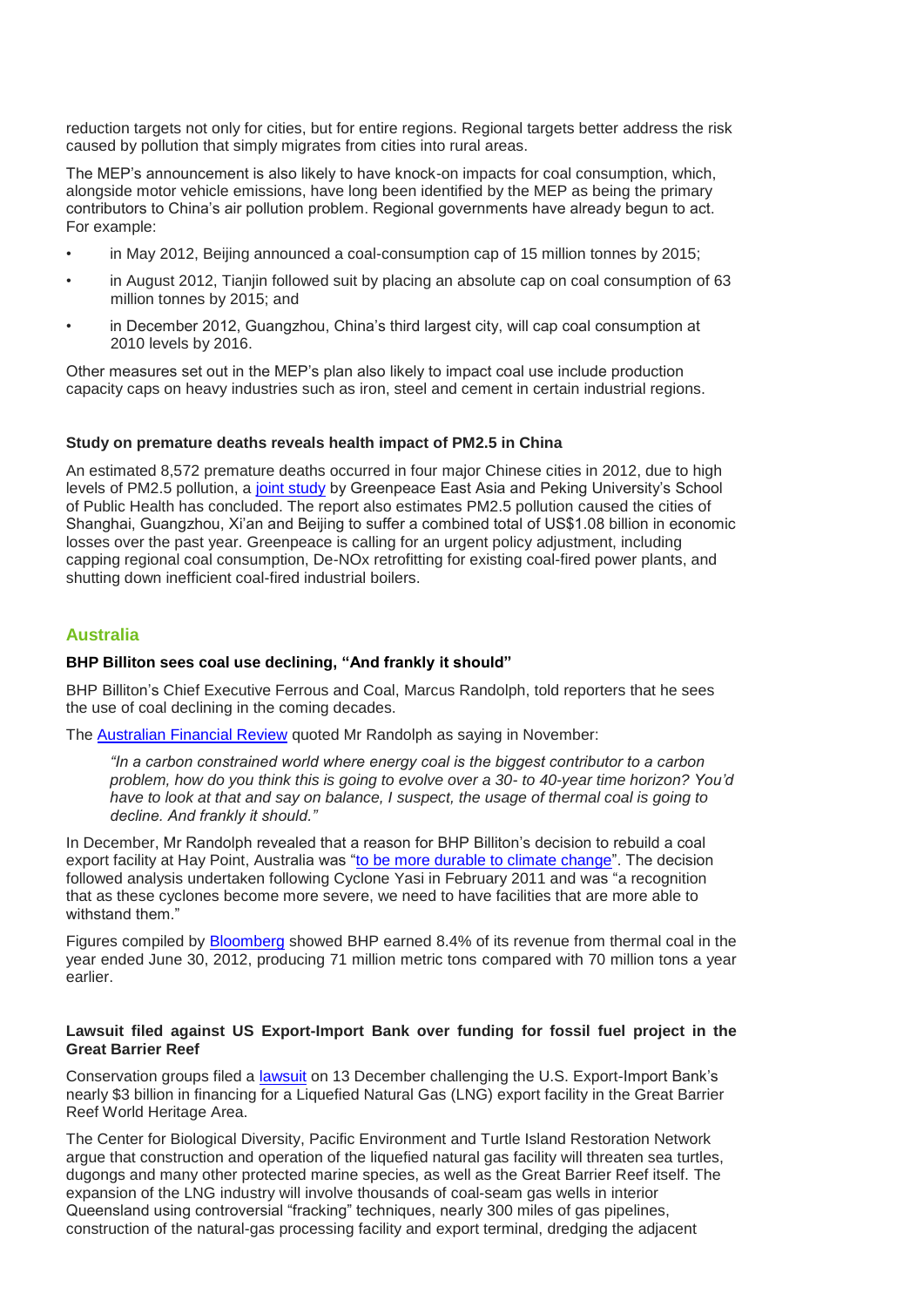reduction targets not only for cities, but for entire regions. Regional targets better address the risk caused by pollution that simply migrates from cities into rural areas.

The MEP's announcement is also likely to have knock-on impacts for coal consumption, which, alongside motor vehicle emissions, have long been identified by the MEP as being the primary contributors to China's air pollution problem. Regional governments have already begun to act. For example:

- in May 2012, Beijing announced a coal-consumption cap of 15 million tonnes by 2015;
- in August 2012, Tianjin followed suit by placing an absolute cap on coal consumption of 63 million tonnes by 2015; and
- in December 2012, Guangzhou, China's third largest city, will cap coal consumption at 2010 levels by 2016.

Other measures set out in the MEP's plan also likely to impact coal use include production capacity caps on heavy industries such as iron, steel and cement in certain industrial regions.

**Study on premature deaths reveals health impact of PM2.5 in China**

An estimated 8,572 premature deaths occurred in four major Chinese cities in 2012, due to high levels of PM2.5 pollution, a joint study by Greenpeace East Asia and Peking University's School of Public Health has concluded. The report also estimates PM2.5 pollution caused the cities of Shanghai, Guangzhou, Xi'an and Beijing to suffer a combined total of US$1.08 billion in economic losses over the past year. Greenpeace is calling for an urgent policy adjustment, including capping regional coal consumption, De-NOx retrofitting for existing coal-fired power plants, and shutting down inefficient coal-fired industrial boilers.

## Australia

**BHP Billiton sees coal use declining, "And frankly it should"**

BHP Billiton's Chief Executive Ferrous and Coal, Marcus Randolph, told reporters that he sees the use of coal declining in the coming decades.

The Australian Financial Review quoted Mr Randolph as saying in November:

> *"In a carbon constrained world where energy coal is the biggest contributor to a carbon problem, how do you think this is going to evolve over a 30- to 40-year time horizon? You'd have to look at that and say on balance, I suspect, the usage of thermal coal is going to decline. And frankly it should."*

In December, Mr Randolph revealed that a reason for BHP Billiton's decision to rebuild a coal export facility at Hay Point, Australia was "to be more durable to climate change". The decision followed analysis undertaken following Cyclone Yasi in February 2011 and was "a recognition that as these cyclones become more severe, we need to have facilities that are more able to withstand them."

Figures compiled by Bloomberg showed BHP earned 8.4% of its revenue from thermal coal in the year ended June 30, 2012, producing 71 million metric tons compared with 70 million tons a year earlier.

**Lawsuit filed against US Export-Import Bank over funding for fossil fuel project in the Great Barrier Reef**

Conservation groups filed a lawsuit on 13 December challenging the U.S. Export-Import Bank's nearly $3 billion in financing for a Liquefied Natural Gas (LNG) export facility in the Great Barrier Reef World Heritage Area.

The Center for Biological Diversity, Pacific Environment and Turtle Island Restoration Network argue that construction and operation of the liquefied natural gas facility will threaten sea turtles, dugongs and many other protected marine species, as well as the Great Barrier Reef itself. The expansion of the LNG industry will involve thousands of coal-seam gas wells in interior Queensland using controversial "fracking" techniques, nearly 300 miles of gas pipelines, construction of the natural-gas processing facility and export terminal, dredging the adjacent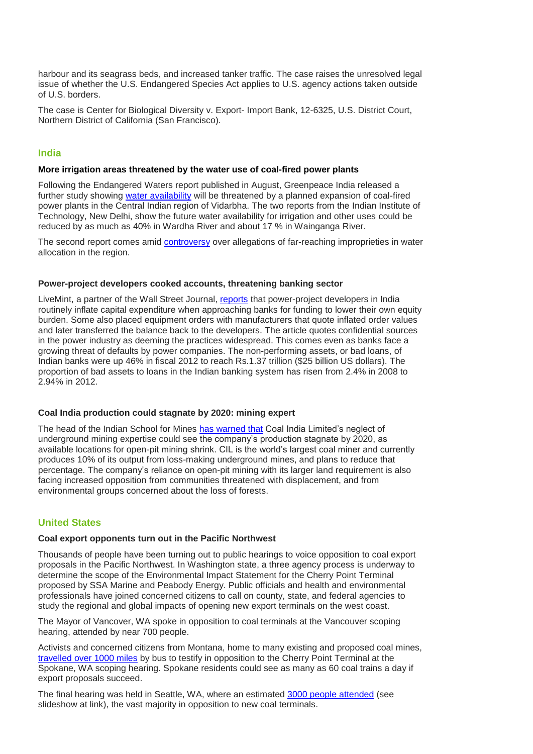harbour and its seagrass beds, and increased tanker traffic. The case raises the unresolved legal issue of whether the U.S. Endangered Species Act applies to U.S. agency actions taken outside of U.S. borders.

The case is Center for Biological Diversity v. Export- Import Bank, 12-6325, U.S. District Court, Northern District of California (San Francisco).

## India

### More irrigation areas threatened by the water use of coal-fired power plants

Following the Endangered Waters report published in August, Greenpeace India released a further study showing water availability will be threatened by a planned expansion of coal-fired power plants in the Central Indian region of Vidarbha. The two reports from the Indian Institute of Technology, New Delhi, show the future water availability for irrigation and other uses could be reduced by as much as 40% in Wardha River and about 17 % in Wainganga River.

The second report comes amid controversy over allegations of far-reaching improprieties in water allocation in the region.

### Power-project developers cooked accounts, threatening banking sector

LiveMint, a partner of the Wall Street Journal, reports that power-project developers in India routinely inflate capital expenditure when approaching banks for funding to lower their own equity burden. Some also placed equipment orders with manufacturers that quote inflated order values and later transferred the balance back to the developers. The article quotes confidential sources in the power industry as deeming the practices widespread. This comes even as banks face a growing threat of defaults by power companies. The non-performing assets, or bad loans, of Indian banks were up 46% in fiscal 2012 to reach Rs.1.37 trillion ($25 billion US dollars). The proportion of bad assets to loans in the Indian banking system has risen from 2.4% in 2008 to 2.94% in 2012.

### Coal India production could stagnate by 2020: mining expert

The head of the Indian School for Mines has warned that Coal India Limited's neglect of underground mining expertise could see the company's production stagnate by 2020, as available locations for open-pit mining shrink. CIL is the world's largest coal miner and currently produces 10% of its output from loss-making underground mines, and plans to reduce that percentage. The company's reliance on open-pit mining with its larger land requirement is also facing increased opposition from communities threatened with displacement, and from environmental groups concerned about the loss of forests.

## United States

### Coal export opponents turn out in the Pacific Northwest

Thousands of people have been turning out to public hearings to voice opposition to coal export proposals in the Pacific Northwest. In Washington state, a three agency process is underway to determine the scope of the Environmental Impact Statement for the Cherry Point Terminal proposed by SSA Marine and Peabody Energy. Public officials and health and environmental professionals have joined concerned citizens to call on county, state, and federal agencies to study the regional and global impacts of opening new export terminals on the west coast.

The Mayor of Vancover, WA spoke in opposition to coal terminals at the Vancouver scoping hearing, attended by near 700 people.

Activists and concerned citizens from Montana, home to many existing and proposed coal mines, travelled over 1000 miles by bus to testify in opposition to the Cherry Point Terminal at the Spokane, WA scoping hearing. Spokane residents could see as many as 60 coal trains a day if export proposals succeed.

The final hearing was held in Seattle, WA, where an estimated 3000 people attended (see slideshow at link), the vast majority in opposition to new coal terminals.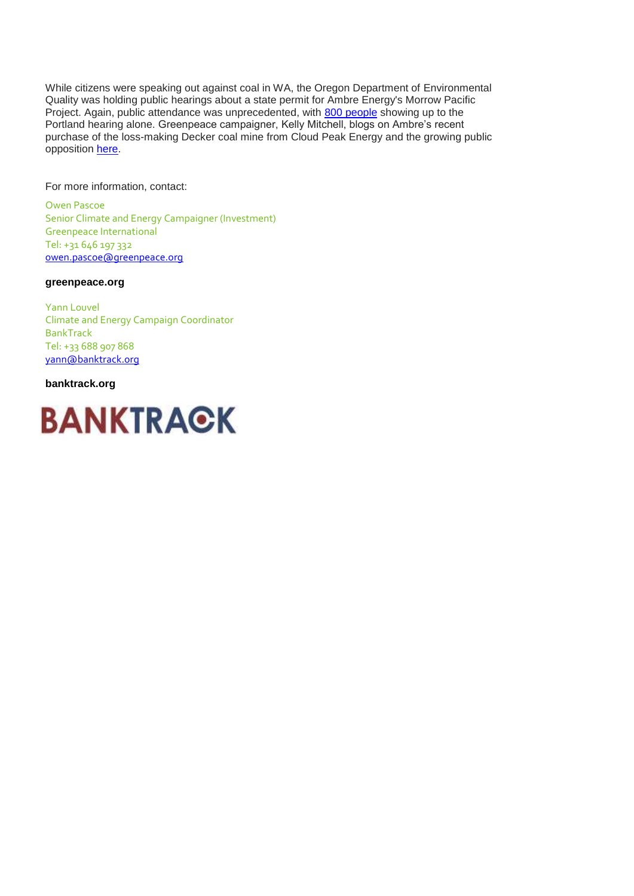While citizens were speaking out against coal in WA, the Oregon Department of Environmental Quality was holding public hearings about a state permit for Ambre Energy's Morrow Pacific Project. Again, public attendance was unprecedented, with 800 people showing up to the Portland hearing alone. Greenpeace campaigner, Kelly Mitchell, blogs on Ambre's recent purchase of the loss-making Decker coal mine from Cloud Peak Energy and the growing public opposition here.

For more information, contact:

Owen Pascoe
Senior Climate and Energy Campaigner (Investment)
Greenpeace International
Tel: +31 646 197 332
owen.pascoe@greenpeace.org

**greenpeace.org**

Yann Louvel
Climate and Energy Campaign Coordinator
BankTrack
Tel: +33 688 907 868
yann@banktrack.org

**banktrack.org**

BANKTRACK